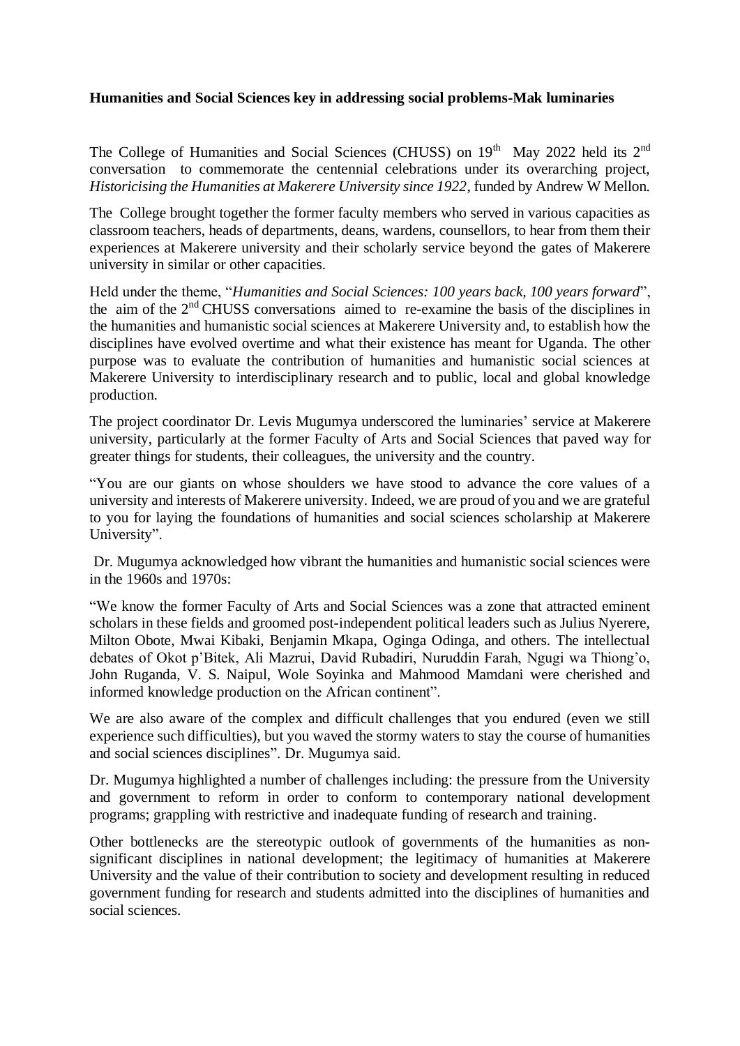**Humanities and Social Sciences key in addressing social problems-Mak luminaries**

The College of Humanities and Social Sciences (CHUSS) on 19th May 2022 held its 2nd conversation to commemorate the centennial celebrations under its overarching project, *Historicising the Humanities at Makerere University since 1922*, funded by Andrew W Mellon.

The College brought together the former faculty members who served in various capacities as classroom teachers, heads of departments, deans, wardens, counsellors, to hear from them their experiences at Makerere university and their scholarly service beyond the gates of Makerere university in similar or other capacities.

Held under the theme, "*Humanities and Social Sciences: 100 years back, 100 years forward*", the aim of the 2nd CHUSS conversations aimed to re-examine the basis of the disciplines in the humanities and humanistic social sciences at Makerere University and, to establish how the disciplines have evolved overtime and what their existence has meant for Uganda. The other purpose was to evaluate the contribution of humanities and humanistic social sciences at Makerere University to interdisciplinary research and to public, local and global knowledge production.

The project coordinator Dr. Levis Mugumya underscored the luminaries' service at Makerere university, particularly at the former Faculty of Arts and Social Sciences that paved way for greater things for students, their colleagues, the university and the country.

"You are our giants on whose shoulders we have stood to advance the core values of a university and interests of Makerere university. Indeed, we are proud of you and we are grateful to you for laying the foundations of humanities and social sciences scholarship at Makerere University".

Dr. Mugumya acknowledged how vibrant the humanities and humanistic social sciences were in the 1960s and 1970s:

"We know the former Faculty of Arts and Social Sciences was a zone that attracted eminent scholars in these fields and groomed post-independent political leaders such as Julius Nyerere, Milton Obote, Mwai Kibaki, Benjamin Mkapa, Oginga Odinga, and others. The intellectual debates of Okot p'Bitek, Ali Mazrui, David Rubadiri, Nuruddin Farah, Ngugi wa Thiong'o, John Ruganda, V. S. Naipul, Wole Soyinka and Mahmood Mamdani were cherished and informed knowledge production on the African continent".

We are also aware of the complex and difficult challenges that you endured (even we still experience such difficulties), but you waved the stormy waters to stay the course of humanities and social sciences disciplines". Dr. Mugumya said.

Dr. Mugumya highlighted a number of challenges including: the pressure from the University and government to reform in order to conform to contemporary national development programs; grappling with restrictive and inadequate funding of research and training.

Other bottlenecks are the stereotypic outlook of governments of the humanities as non-significant disciplines in national development; the legitimacy of humanities at Makerere University and the value of their contribution to society and development resulting in reduced government funding for research and students admitted into the disciplines of humanities and social sciences.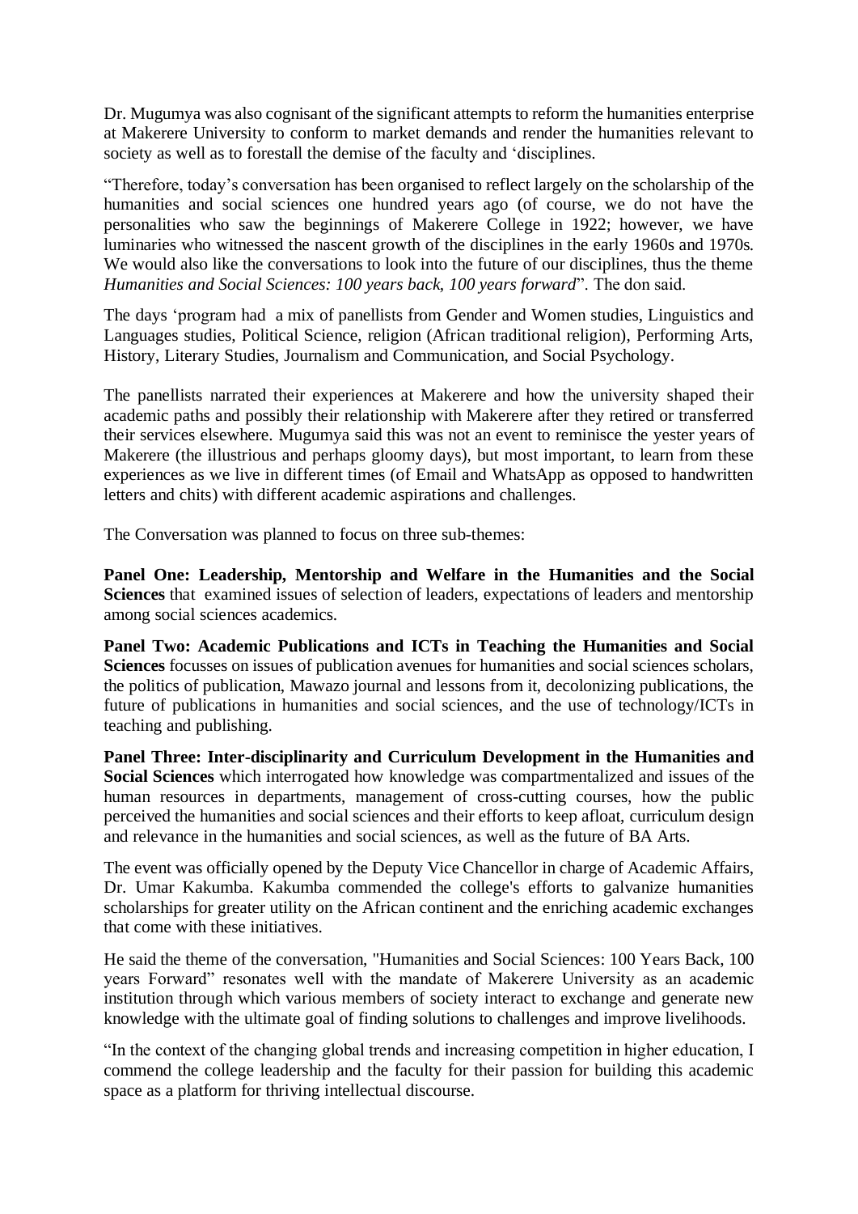Dr. Mugumya was also cognisant of the significant attempts to reform the humanities enterprise at Makerere University to conform to market demands and render the humanities relevant to society as well as to forestall the demise of the faculty and 'disciplines.

"Therefore, today's conversation has been organised to reflect largely on the scholarship of the humanities and social sciences one hundred years ago (of course, we do not have the personalities who saw the beginnings of Makerere College in 1922; however, we have luminaries who witnessed the nascent growth of the disciplines in the early 1960s and 1970s. We would also like the conversations to look into the future of our disciplines, thus the theme *Humanities and Social Sciences: 100 years back, 100 years forward*". The don said.

The days 'program had a mix of panellists from Gender and Women studies, Linguistics and Languages studies, Political Science, religion (African traditional religion), Performing Arts, History, Literary Studies, Journalism and Communication, and Social Psychology.

The panellists narrated their experiences at Makerere and how the university shaped their academic paths and possibly their relationship with Makerere after they retired or transferred their services elsewhere. Mugumya said this was not an event to reminisce the yester years of Makerere (the illustrious and perhaps gloomy days), but most important, to learn from these experiences as we live in different times (of Email and WhatsApp as opposed to handwritten letters and chits) with different academic aspirations and challenges.

The Conversation was planned to focus on three sub-themes:

**Panel One: Leadership, Mentorship and Welfare in the Humanities and the Social Sciences** that examined issues of selection of leaders, expectations of leaders and mentorship among social sciences academics.

**Panel Two: Academic Publications and ICTs in Teaching the Humanities and Social Sciences** focusses on issues of publication avenues for humanities and social sciences scholars, the politics of publication, Mawazo journal and lessons from it, decolonizing publications, the future of publications in humanities and social sciences, and the use of technology/ICTs in teaching and publishing.

**Panel Three: Inter-disciplinarity and Curriculum Development in the Humanities and Social Sciences** which interrogated how knowledge was compartmentalized and issues of the human resources in departments, management of cross-cutting courses, how the public perceived the humanities and social sciences and their efforts to keep afloat, curriculum design and relevance in the humanities and social sciences, as well as the future of BA Arts.

The event was officially opened by the Deputy Vice Chancellor in charge of Academic Affairs, Dr. Umar Kakumba. Kakumba commended the college's efforts to galvanize humanities scholarships for greater utility on the African continent and the enriching academic exchanges that come with these initiatives.

He said the theme of the conversation, "Humanities and Social Sciences: 100 Years Back, 100 years Forward" resonates well with the mandate of Makerere University as an academic institution through which various members of society interact to exchange and generate new knowledge with the ultimate goal of finding solutions to challenges and improve livelihoods.

"In the context of the changing global trends and increasing competition in higher education, I commend the college leadership and the faculty for their passion for building this academic space as a platform for thriving intellectual discourse.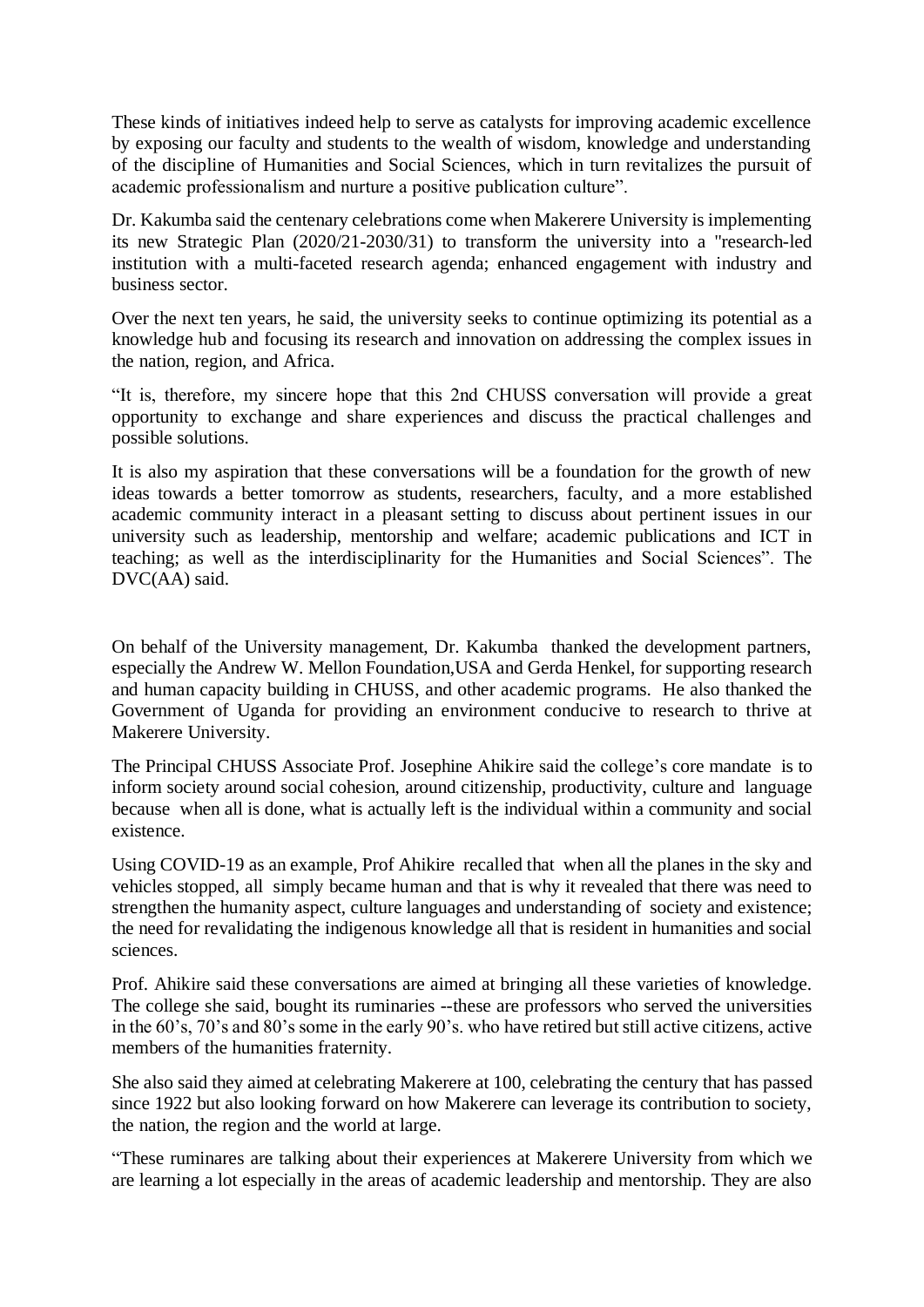These kinds of initiatives indeed help to serve as catalysts for improving academic excellence by exposing our faculty and students to the wealth of wisdom, knowledge and understanding of the discipline of Humanities and Social Sciences, which in turn revitalizes the pursuit of academic professionalism and nurture a positive publication culture".

Dr. Kakumba said the centenary celebrations come when Makerere University is implementing its new Strategic Plan (2020/21-2030/31) to transform the university into a "research-led institution with a multi-faceted research agenda; enhanced engagement with industry and business sector.

Over the next ten years, he said, the university seeks to continue optimizing its potential as a knowledge hub and focusing its research and innovation on addressing the complex issues in the nation, region, and Africa.

"It is, therefore, my sincere hope that this 2nd CHUSS conversation will provide a great opportunity to exchange and share experiences and discuss the practical challenges and possible solutions.

It is also my aspiration that these conversations will be a foundation for the growth of new ideas towards a better tomorrow as students, researchers, faculty, and a more established academic community interact in a pleasant setting to discuss about pertinent issues in our university such as leadership, mentorship and welfare; academic publications and ICT in teaching; as well as the interdisciplinarity for the Humanities and Social Sciences". The DVC(AA) said.

On behalf of the University management, Dr. Kakumba thanked the development partners, especially the Andrew W. Mellon Foundation,USA and Gerda Henkel, for supporting research and human capacity building in CHUSS, and other academic programs. He also thanked the Government of Uganda for providing an environment conducive to research to thrive at Makerere University.

The Principal CHUSS Associate Prof. Josephine Ahikire said the college's core mandate is to inform society around social cohesion, around citizenship, productivity, culture and language because when all is done, what is actually left is the individual within a community and social existence.

Using COVID-19 as an example, Prof Ahikire recalled that when all the planes in the sky and vehicles stopped, all simply became human and that is why it revealed that there was need to strengthen the humanity aspect, culture languages and understanding of society and existence; the need for revalidating the indigenous knowledge all that is resident in humanities and social sciences.

Prof. Ahikire said these conversations are aimed at bringing all these varieties of knowledge. The college she said, bought its ruminaries --these are professors who served the universities in the 60's, 70's and 80's some in the early 90's. who have retired but still active citizens, active members of the humanities fraternity.

She also said they aimed at celebrating Makerere at 100, celebrating the century that has passed since 1922 but also looking forward on how Makerere can leverage its contribution to society, the nation, the region and the world at large.

"These ruminares are talking about their experiences at Makerere University from which we are learning a lot especially in the areas of academic leadership and mentorship. They are also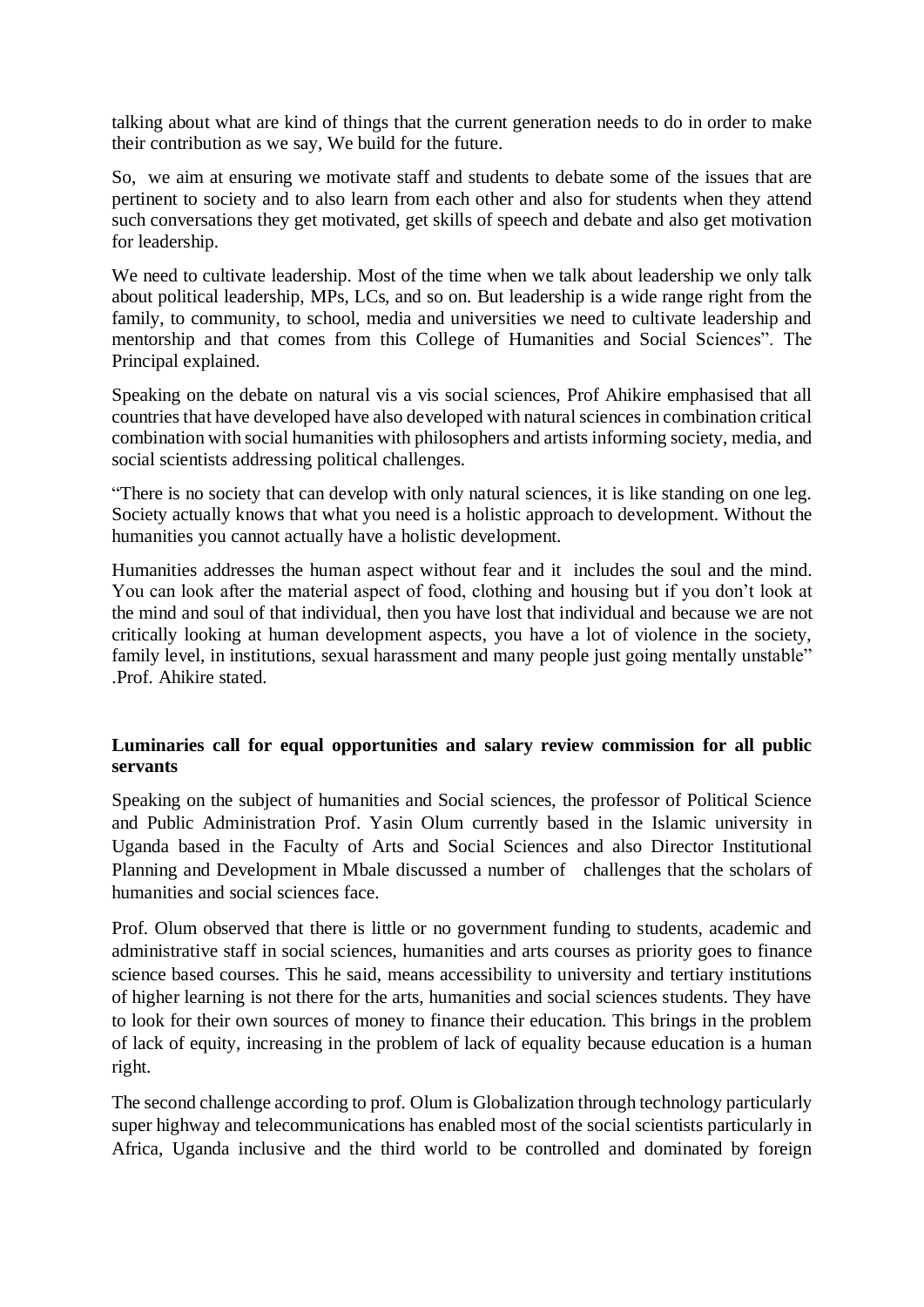talking about what are kind of things that the current generation needs to do in order to make their contribution as we say, We build for the future.

So, we aim at ensuring we motivate staff and students to debate some of the issues that are pertinent to society and to also learn from each other and also for students when they attend such conversations they get motivated, get skills of speech and debate and also get motivation for leadership.

We need to cultivate leadership. Most of the time when we talk about leadership we only talk about political leadership, MPs, LCs, and so on. But leadership is a wide range right from the family, to community, to school, media and universities we need to cultivate leadership and mentorship and that comes from this College of Humanities and Social Sciences". The Principal explained.

Speaking on the debate on natural vis a vis social sciences, Prof Ahikire emphasised that all countries that have developed have also developed with natural sciences in combination critical combination with social humanities with philosophers and artists informing society, media, and social scientists addressing political challenges.

"There is no society that can develop with only natural sciences, it is like standing on one leg. Society actually knows that what you need is a holistic approach to development. Without the humanities you cannot actually have a holistic development.

Humanities addresses the human aspect without fear and it includes the soul and the mind. You can look after the material aspect of food, clothing and housing but if you don't look at the mind and soul of that individual, then you have lost that individual and because we are not critically looking at human development aspects, you have a lot of violence in the society, family level, in institutions, sexual harassment and many people just going mentally unstable" .Prof. Ahikire stated.

**Luminaries call for equal opportunities and salary review commission for all public servants**

Speaking on the subject of humanities and Social sciences, the professor of Political Science and Public Administration Prof. Yasin Olum currently based in the Islamic university in Uganda based in the Faculty of Arts and Social Sciences and also Director Institutional Planning and Development in Mbale discussed a number of challenges that the scholars of humanities and social sciences face.

Prof. Olum observed that there is little or no government funding to students, academic and administrative staff in social sciences, humanities and arts courses as priority goes to finance science based courses. This he said, means accessibility to university and tertiary institutions of higher learning is not there for the arts, humanities and social sciences students. They have to look for their own sources of money to finance their education. This brings in the problem of lack of equity, increasing in the problem of lack of equality because education is a human right.

The second challenge according to prof. Olum is Globalization through technology particularly super highway and telecommunications has enabled most of the social scientists particularly in Africa, Uganda inclusive and the third world to be controlled and dominated by foreign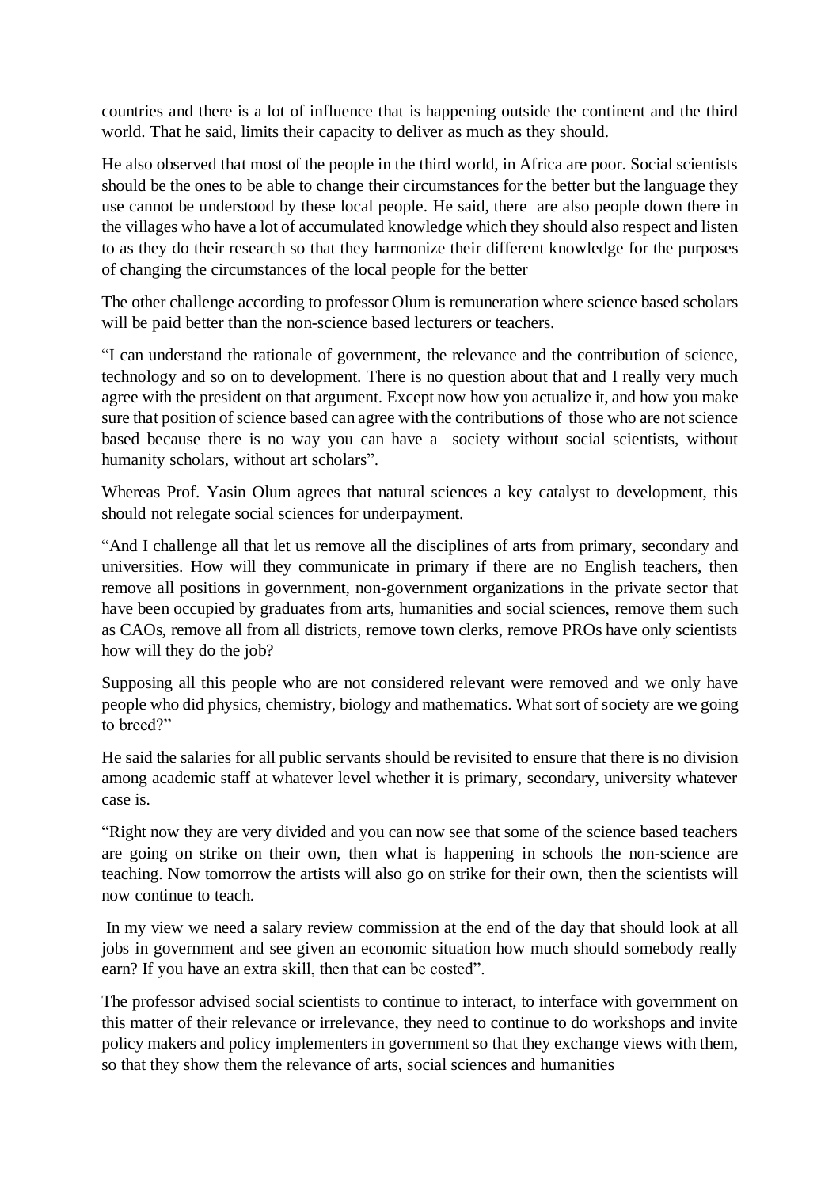countries and there is a lot of influence that is happening outside the continent and the third world. That he said, limits their capacity to deliver as much as they should.

He also observed that most of the people in the third world, in Africa are poor. Social scientists should be the ones to be able to change their circumstances for the better but the language they use cannot be understood by these local people. He said, there are also people down there in the villages who have a lot of accumulated knowledge which they should also respect and listen to as they do their research so that they harmonize their different knowledge for the purposes of changing the circumstances of the local people for the better

The other challenge according to professor Olum is remuneration where science based scholars will be paid better than the non-science based lecturers or teachers.

"I can understand the rationale of government, the relevance and the contribution of science, technology and so on to development. There is no question about that and I really very much agree with the president on that argument. Except now how you actualize it, and how you make sure that position of science based can agree with the contributions of those who are not science based because there is no way you can have a society without social scientists, without humanity scholars, without art scholars".

Whereas Prof. Yasin Olum agrees that natural sciences a key catalyst to development, this should not relegate social sciences for underpayment.

"And I challenge all that let us remove all the disciplines of arts from primary, secondary and universities. How will they communicate in primary if there are no English teachers, then remove all positions in government, non-government organizations in the private sector that have been occupied by graduates from arts, humanities and social sciences, remove them such as CAOs, remove all from all districts, remove town clerks, remove PROs have only scientists how will they do the job?

Supposing all this people who are not considered relevant were removed and we only have people who did physics, chemistry, biology and mathematics. What sort of society are we going to breed?"

He said the salaries for all public servants should be revisited to ensure that there is no division among academic staff at whatever level whether it is primary, secondary, university whatever case is.

"Right now they are very divided and you can now see that some of the science based teachers are going on strike on their own, then what is happening in schools the non-science are teaching. Now tomorrow the artists will also go on strike for their own, then the scientists will now continue to teach.

In my view we need a salary review commission at the end of the day that should look at all jobs in government and see given an economic situation how much should somebody really earn? If you have an extra skill, then that can be costed".

The professor advised social scientists to continue to interact, to interface with government on this matter of their relevance or irrelevance, they need to continue to do workshops and invite policy makers and policy implementers in government so that they exchange views with them, so that they show them the relevance of arts, social sciences and humanities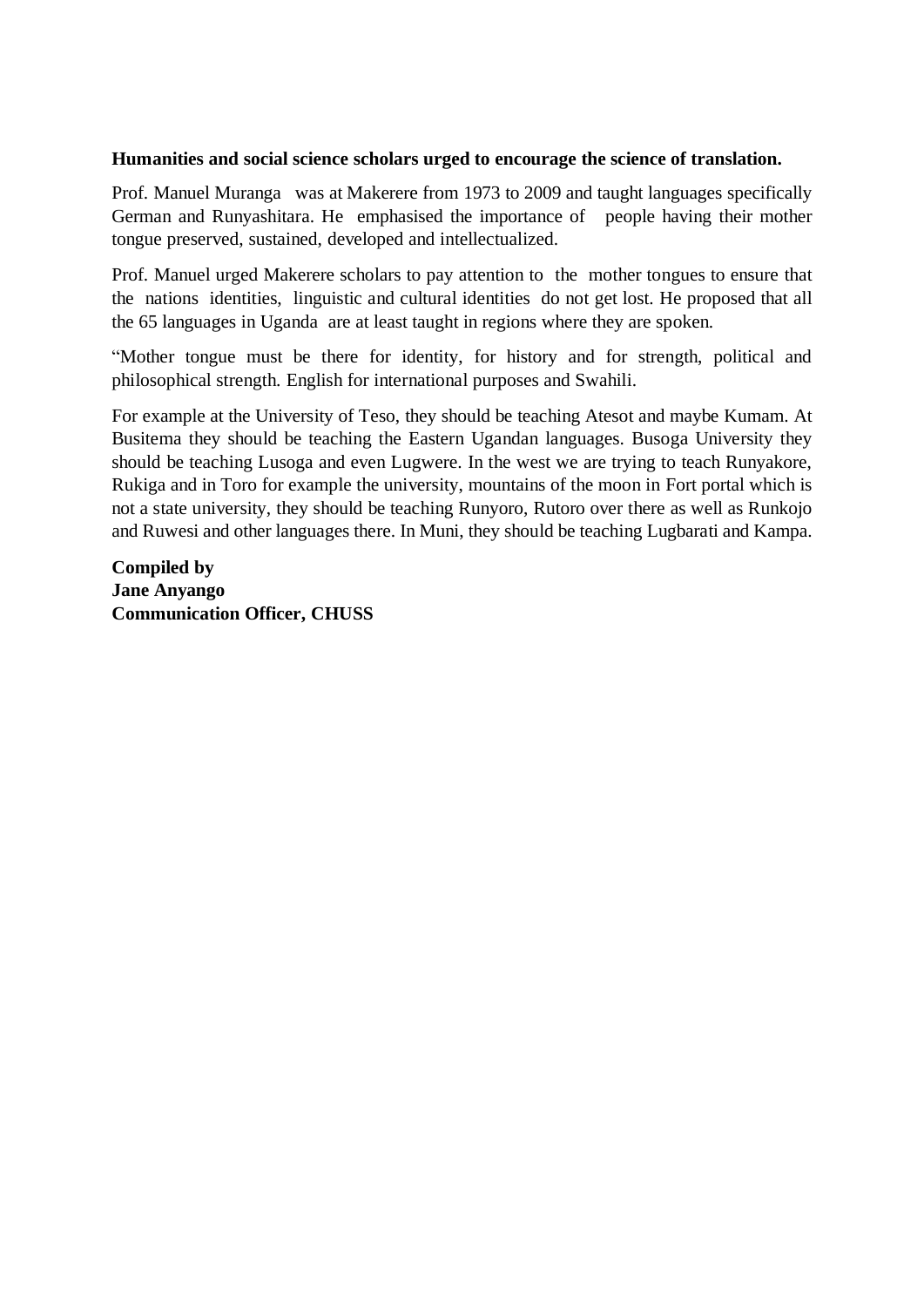**Humanities and social science scholars urged to encourage the science of translation.**

Prof. Manuel Muranga was at Makerere from 1973 to 2009 and taught languages specifically German and Runyashitara. He emphasised the importance of people having their mother tongue preserved, sustained, developed and intellectualized.

Prof. Manuel urged Makerere scholars to pay attention to the mother tongues to ensure that the nations identities, linguistic and cultural identities do not get lost. He proposed that all the 65 languages in Uganda are at least taught in regions where they are spoken.

“Mother tongue must be there for identity, for history and for strength, political and philosophical strength. English for international purposes and Swahili.

For example at the University of Teso, they should be teaching Atesot and maybe Kumam. At Busitema they should be teaching the Eastern Ugandan languages. Busoga University they should be teaching Lusoga and even Lugwere. In the west we are trying to teach Runyakore, Rukiga and in Toro for example the university, mountains of the moon in Fort portal which is not a state university, they should be teaching Runyoro, Rutoro over there as well as Runkojo and Ruwesi and other languages there. In Muni, they should be teaching Lugbarati and Kampa.

**Compiled by**
**Jane Anyango**
**Communication Officer, CHUSS**